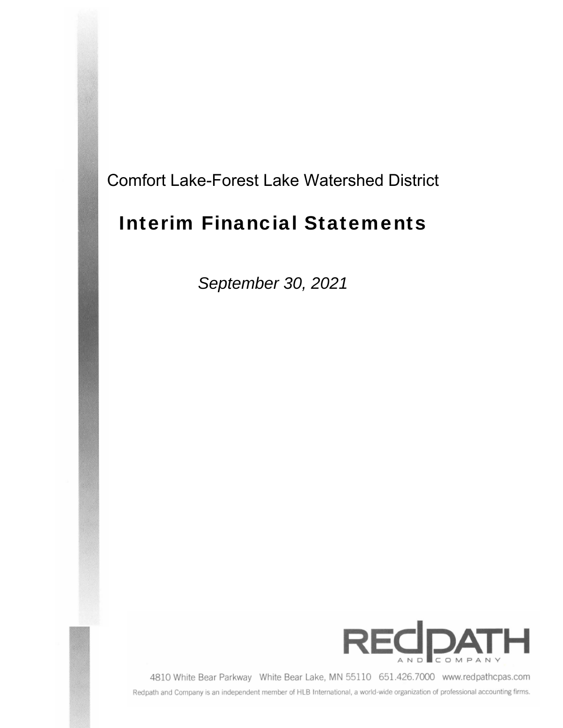Comfort Lake-Forest Lake Watershed District

# Interim Financial Statements

*September 30, 2021*

REDPATH AND COMPANY

4810 White Bear Parkway White Bear Lake, MN 55110 651.426.7000 www.redpathcpas.com

Redpath and Company is an independent member of HLB International, a world-wide organization of professional accounting firms.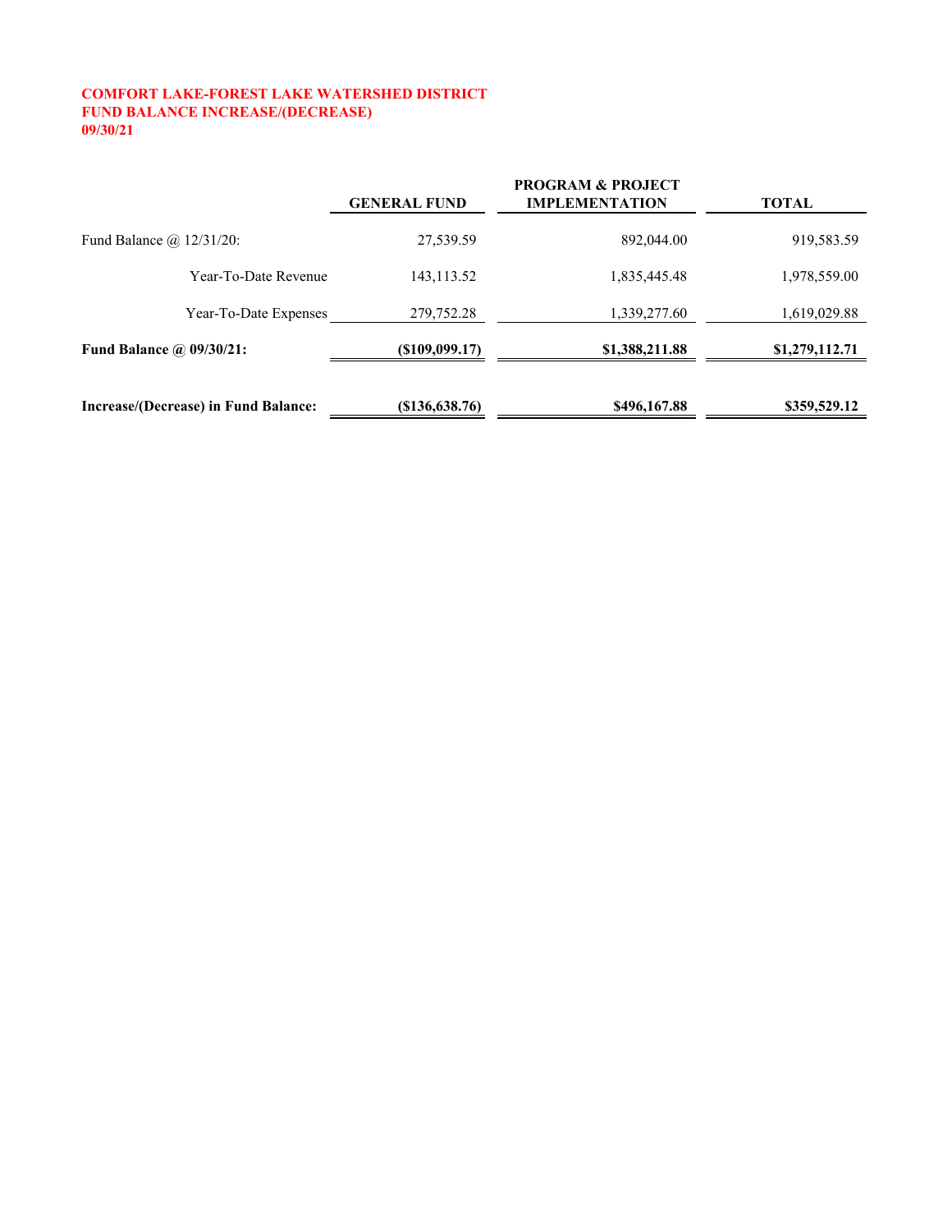**COMFORT LAKE-FOREST LAKE WATERSHED DISTRICT**
**FUND BALANCE INCREASE/(DECREASE)**
**09/30/21**

| | GENERAL FUND | PROGRAM & PROJECT IMPLEMENTATION | TOTAL |
|---|---|---|---|
| Fund Balance @ 12/31/20: | 27,539.59 | 892,044.00 | 919,583.59 |
| Year-To-Date Revenue | 143,113.52 | 1,835,445.48 | 1,978,559.00 |
| Year-To-Date Expenses | 279,752.28 | 1,339,277.60 | 1,619,029.88 |
| **Fund Balance @ 09/30/21:** | **($109,099.17)** | **$1,388,211.88** | **$1,279,112.71** |
| **Increase/(Decrease) in Fund Balance:** | **($136,638.76)** | **$496,167.88** | **$359,529.12** |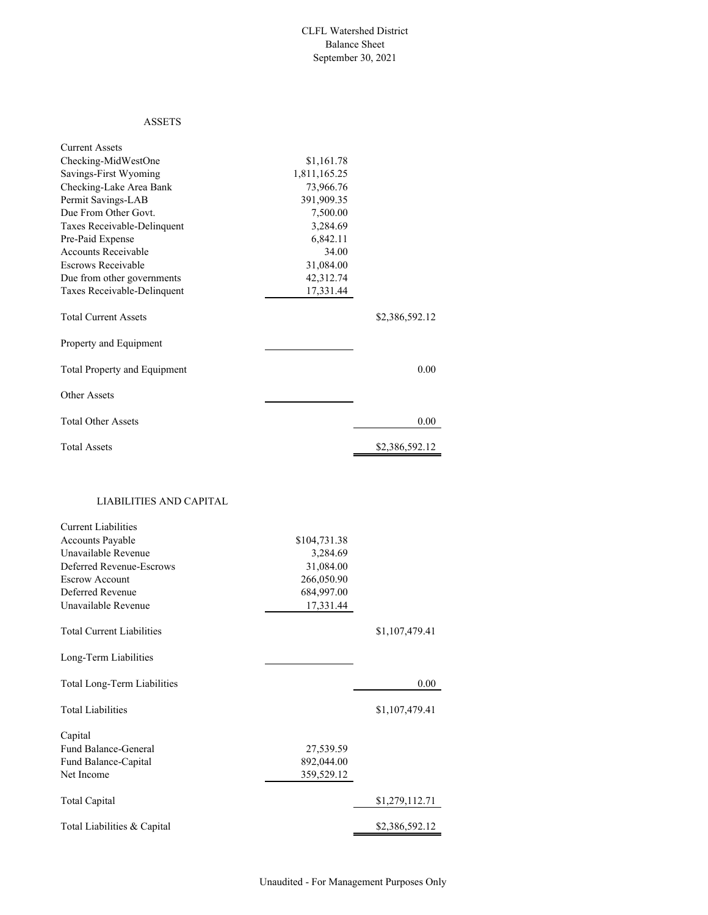# CLFL Watershed District
## Balance Sheet
## September 30, 2021

### ASSETS

| | | |
|---|---|---|
| **Current Assets** | | |
| Checking-MidWestOne | $1,161.78 | |
| Savings-First Wyoming | 1,811,165.25 | |
| Checking-Lake Area Bank | 73,966.76 | |
| Permit Savings-LAB | 391,909.35 | |
| Due From Other Govt. | 7,500.00 | |
| Taxes Receivable-Delinquent | 3,284.69 | |
| Pre-Paid Expense | 6,842.11 | |
| Accounts Receivable | 34.00 | |
| Escrows Receivable | 31,084.00 | |
| Due from other governments | 42,312.74 | |
| Taxes Receivable-Delinquent | 17,331.44 | |
| Total Current Assets | | $2,386,592.12 |
| **Property and Equipment** | | |
| Total Property and Equipment | | 0.00 |
| **Other Assets** | | |
| Total Other Assets | | 0.00 |
| Total Assets | | $2,386,592.12 |

### LIABILITIES AND CAPITAL

| | | |
|---|---|---|
| **Current Liabilities** | | |
| Accounts Payable | $104,731.38 | |
| Unavailable Revenue | 3,284.69 | |
| Deferred Revenue-Escrows | 31,084.00 | |
| Escrow Account | 266,050.90 | |
| Deferred Revenue | 684,997.00 | |
| Unavailable Revenue | 17,331.44 | |
| Total Current Liabilities | | $1,107,479.41 |
| **Long-Term Liabilities** | | |
| Total Long-Term Liabilities | | 0.00 |
| Total Liabilities | | $1,107,479.41 |
| **Capital** | | |
| Fund Balance-General | 27,539.59 | |
| Fund Balance-Capital | 892,044.00 | |
| Net Income | 359,529.12 | |
| Total Capital | | $1,279,112.71 |
| Total Liabilities & Capital | | $2,386,592.12 |

Unaudited - For Management Purposes Only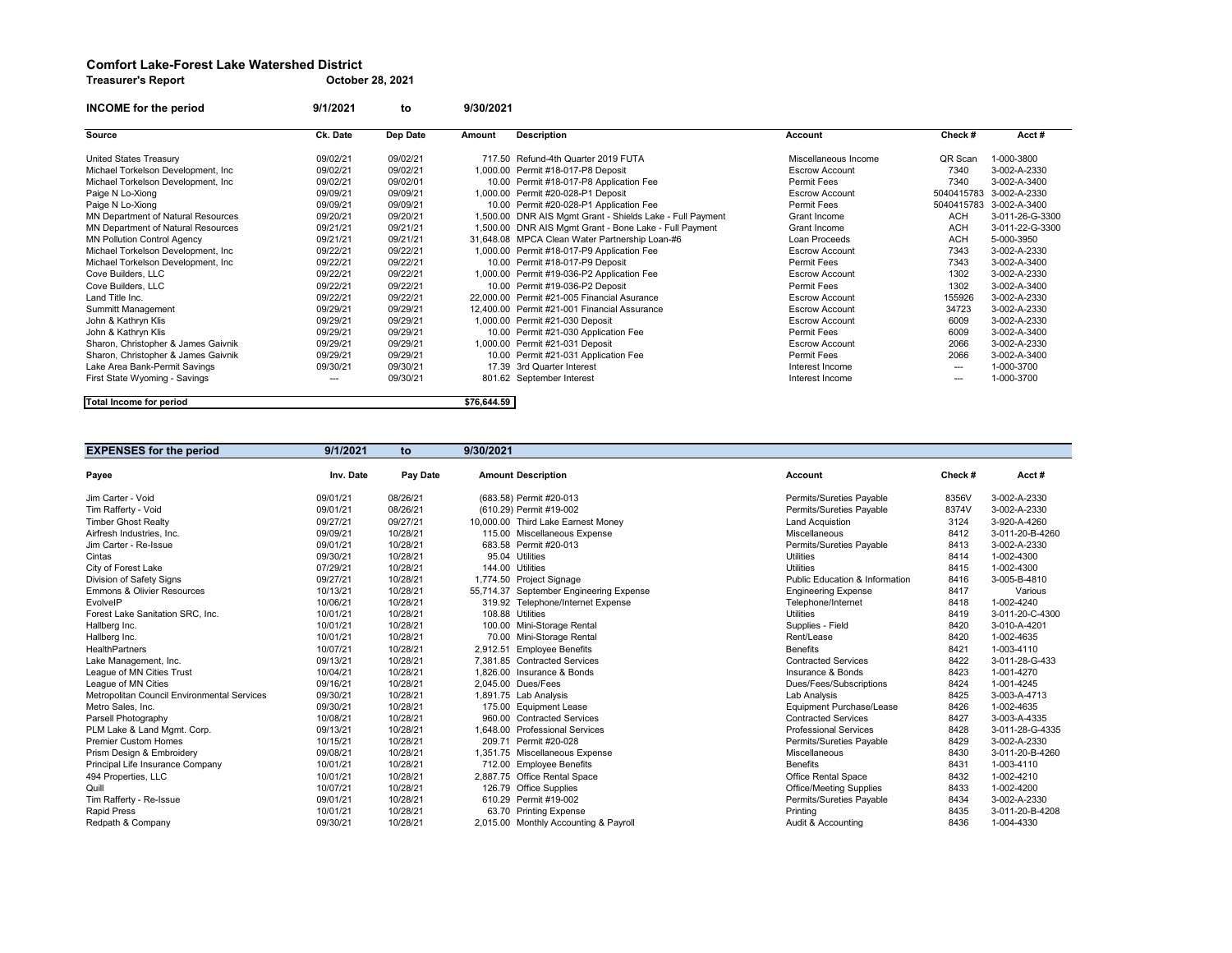# Comfort Lake-Forest Lake Watershed District

**Treasurer's Report** **October 28, 2021**

**INCOME for the period** **9/1/2021** **to** **9/30/2021**

| Source | Ck. Date | Dep Date | Amount | Description | Account | Check # | Acct # |
|---|---|---|---|---|---|---|---|
| United States Treasury | 09/02/21 | 09/02/21 | 717.50 | Refund-4th Quarter 2019 FUTA | Miscellaneous Income | QR Scan | 1-000-3800 |
| Michael Torkelson Development, Inc | 09/02/21 | 09/02/21 | 1,000.00 | Permit #18-017-P8 Deposit | Escrow Account | 7340 | 3-002-A-2330 |
| Michael Torkelson Development, Inc | 09/02/21 | 09/02/01 | 10.00 | Permit #18-017-P8 Application Fee | Permit Fees | 7340 | 3-002-A-3400 |
| Paige N Lo-Xiong | 09/09/21 | 09/09/21 | 1,000.00 | Permit #20-028-P1 Deposit | Escrow Account | 5040415783 | 3-002-A-2330 |
| Paige N Lo-Xiong | 09/09/21 | 09/09/21 | 10.00 | Permit #20-028-P1 Application Fee | Permit Fees | 5040415783 | 3-002-A-3400 |
| MN Department of Natural Resources | 09/20/21 | 09/20/21 | 1,500.00 | DNR AIS Mgmt Grant - Shields Lake - Full Payment | Grant Income | ACH | 3-011-26-G-3300 |
| MN Department of Natural Resources | 09/21/21 | 09/21/21 | 1,500.00 | DNR AIS Mgmt Grant - Bone Lake - Full Payment | Grant Income | ACH | 3-011-22-G-3300 |
| MN Pollution Control Agency | 09/21/21 | 09/21/21 | 31,648.08 | MPCA Clean Water Partnership Loan-#6 | Loan Proceeds | ACH | 5-000-3950 |
| Michael Torkelson Development, Inc | 09/22/21 | 09/22/21 | 1,000.00 | Permit #18-017-P9 Application Fee | Escrow Account | 7343 | 3-002-A-2330 |
| Michael Torkelson Development, Inc | 09/22/21 | 09/22/21 | 10.00 | Permit #18-017-P9 Deposit | Permit Fees | 7343 | 3-002-A-3400 |
| Cove Builders, LLC | 09/22/21 | 09/22/21 | 1,000.00 | Permit #19-036-P2 Application Fee | Escrow Account | 1302 | 3-002-A-2330 |
| Cove Builders, LLC | 09/22/21 | 09/22/21 | 10.00 | Permit #19-036-P2 Deposit | Permit Fees | 1302 | 3-002-A-3400 |
| Land Title Inc. | 09/22/21 | 09/22/21 | 22,000.00 | Permit #21-005 Financial Asurance | Escrow Account | 155926 | 3-002-A-2330 |
| Summitt Management | 09/29/21 | 09/29/21 | 12,400.00 | Permit #21-001 Financial Assurance | Escrow Account | 34723 | 3-002-A-2330 |
| John & Kathryn Klis | 09/29/21 | 09/29/21 | 1,000.00 | Permit #21-030 Deposit | Escrow Account | 6009 | 3-002-A-2330 |
| John & Kathryn Klis | 09/29/21 | 09/29/21 | 10.00 | Permit #21-030 Application Fee | Permit Fees | 6009 | 3-002-A-3400 |
| Sharon, Christopher & James Gaivnik | 09/29/21 | 09/29/21 | 1,000.00 | Permit #21-031 Deposit | Escrow Account | 2066 | 3-002-A-2330 |
| Sharon, Christopher & James Gaivnik | 09/29/21 | 09/29/21 | 10.00 | Permit #21-031 Application Fee | Permit Fees | 2066 | 3-002-A-3400 |
| Lake Area Bank-Permit Savings | 09/30/21 | 09/30/21 | 17.39 | 3rd Quarter Interest | Interest Income | --- | 1-000-3700 |
| First State Wyoming - Savings | --- | 09/30/21 | 801.62 | September Interest | Interest Income | --- | 1-000-3700 |
| **Total Income for period** | | | **$76,644.59** | | | | |

**EXPENSES for the period** **9/1/2021** **to** **9/30/2021**

| Payee | Inv. Date | Pay Date | Amount | Description | Account | Check # | Acct # |
|---|---|---|---|---|---|---|---|
| Jim Carter - Void | 09/01/21 | 08/26/21 | (683.58) | Permit #20-013 | Permits/Sureties Payable | 8356V | 3-002-A-2330 |
| Tim Rafferty - Void | 09/01/21 | 08/26/21 | (610.29) | Permit #19-002 | Permits/Sureties Payable | 8374V | 3-002-A-2330 |
| Timber Ghost Realty | 09/27/21 | 09/27/21 | 10,000.00 | Third Lake Earnest Money | Land Acquistion | 3124 | 3-920-A-4260 |
| Airfresh Industries, Inc. | 09/09/21 | 10/28/21 | 115.00 | Miscellaneous Expense | Miscellaneous | 8412 | 3-011-20-B-4260 |
| Jim Carter - Re-Issue | 09/01/21 | 10/28/21 | 683.58 | Permit #20-013 | Permits/Sureties Payable | 8413 | 3-002-A-2330 |
| Cintas | 09/30/21 | 10/28/21 | 95.04 | Utilities | Utilities | 8414 | 1-002-4300 |
| City of Forest Lake | 07/29/21 | 10/28/21 | 144.00 | Utilities | Utilities | 8415 | 1-002-4300 |
| Division of Safety Signs | 09/27/21 | 10/28/21 | 1,774.50 | Project Signage | Public Education & Information | 8416 | 3-005-B-4810 |
| Emmons & Olivier Resources | 10/13/21 | 10/28/21 | 55,714.37 | September Engineering Expense | Engineering Expense | 8417 | Various |
| EvolveIP | 10/06/21 | 10/28/21 | 319.92 | Telephone/Internet Expense | Telephone/Internet | 8418 | 1-002-4240 |
| Forest Lake Sanitation SRC, Inc. | 10/01/21 | 10/28/21 | 108.88 | Utilities | Utilities | 8419 | 3-011-20-C-4300 |
| Hallberg Inc. | 10/01/21 | 10/28/21 | 100.00 | Mini-Storage Rental | Supplies - Field | 8420 | 3-010-A-4201 |
| Hallberg Inc. | 10/01/21 | 10/28/21 | 70.00 | Mini-Storage Rental | Rent/Lease | 8420 | 1-002-4635 |
| HealthPartners | 10/07/21 | 10/28/21 | 2,912.51 | Employee Benefits | Benefits | 8421 | 1-003-4110 |
| Lake Management, Inc. | 09/13/21 | 10/28/21 | 7,381.85 | Contracted Services | Contracted Services | 8422 | 3-011-28-G-433 |
| League of MN Cities Trust | 10/04/21 | 10/28/21 | 1,826.00 | Insurance & Bonds | Insurance & Bonds | 8423 | 1-001-4270 |
| League of MN Cities | 09/16/21 | 10/28/21 | 2,045.00 | Dues/Fees | Dues/Fees/Subscriptions | 8424 | 1-001-4245 |
| Metropolitan Council Environmental Services | 09/30/21 | 10/28/21 | 1,891.75 | Lab Analysis | Lab Analysis | 8425 | 3-003-A-4713 |
| Metro Sales, Inc. | 09/30/21 | 10/28/21 | 175.00 | Equipment Lease | Equipment Purchase/Lease | 8426 | 1-002-4635 |
| Parsell Photography | 10/08/21 | 10/28/21 | 960.00 | Contracted Services | Contracted Services | 8427 | 3-003-A-4335 |
| PLM Lake & Land Mgmt. Corp. | 09/13/21 | 10/28/21 | 1,648.00 | Professional Services | Professional Services | 8428 | 3-011-28-G-4335 |
| Premier Custom Homes | 10/15/21 | 10/28/21 | 209.71 | Permit #20-028 | Permits/Sureties Payable | 8429 | 3-002-A-2330 |
| Prism Design & Embroidery | 09/08/21 | 10/28/21 | 1,351.75 | Miscellaneous Expense | Miscellaneous | 8430 | 3-011-20-B-4260 |
| Principal Life Insurance Company | 10/01/21 | 10/28/21 | 712.00 | Employee Benefits | Benefits | 8431 | 1-003-4110 |
| 494 Properties, LLC | 10/01/21 | 10/28/21 | 2,887.75 | Office Rental Space | Office Rental Space | 8432 | 1-002-4210 |
| Quill | 10/07/21 | 10/28/21 | 126.79 | Office Supplies | Office/Meeting Supplies | 8433 | 1-002-4200 |
| Tim Rafferty - Re-Issue | 09/01/21 | 10/28/21 | 610.29 | Permit #19-002 | Permits/Sureties Payable | 8434 | 3-002-A-2330 |
| Rapid Press | 10/01/21 | 10/28/21 | 63.70 | Printing Expense | Printing | 8435 | 3-011-20-B-4208 |
| Redpath & Company | 09/30/21 | 10/28/21 | 2,015.00 | Monthly Accounting & Payroll | Audit & Accounting | 8436 | 1-004-4330 |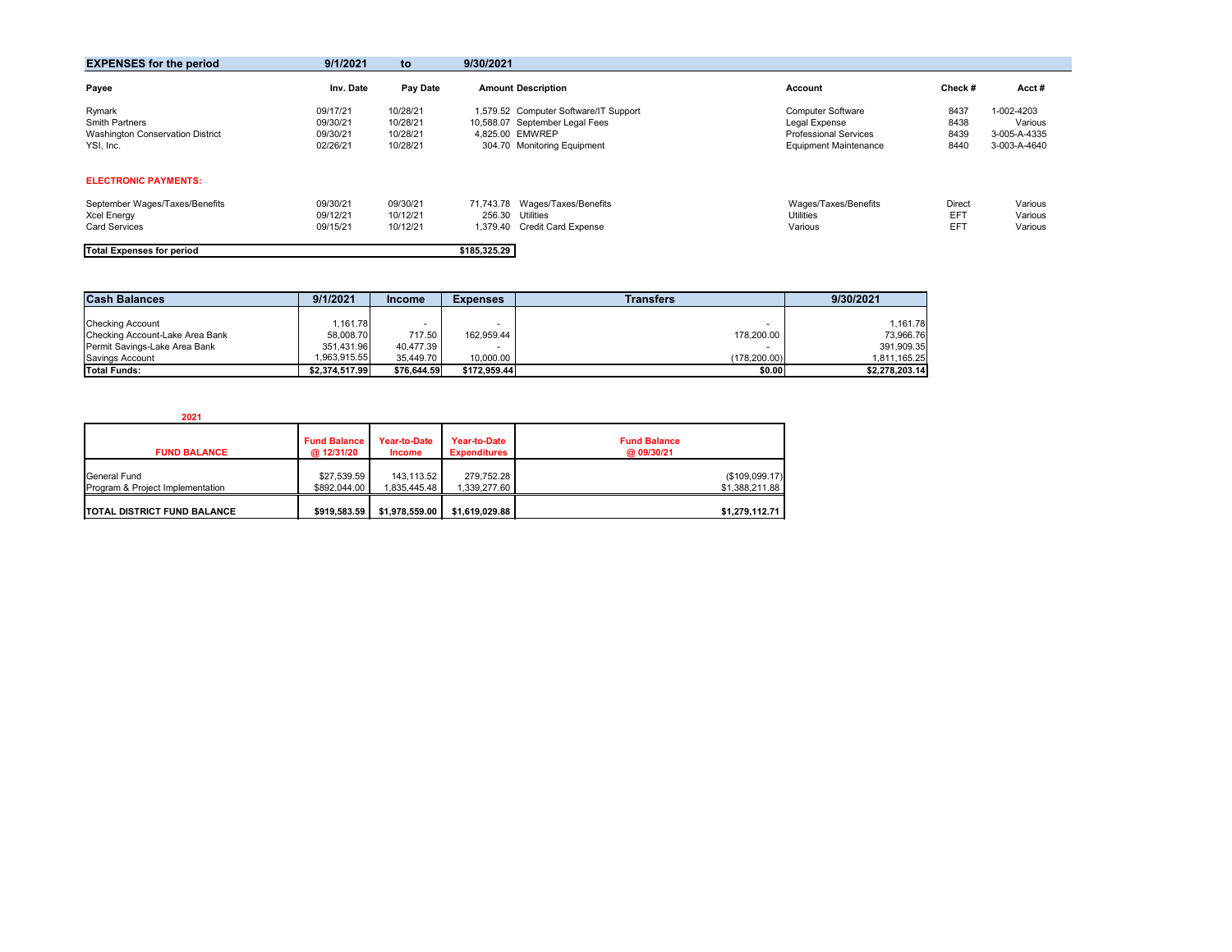| EXPENSES for the period | 9/1/2021 | to | 9/30/2021 | | | | |
|---|---|---|---|---|---|---|---|
| **Payee** | **Inv. Date** | **Pay Date** | **Amount** | **Description** | **Account** | **Check #** | **Acct #** |
| Rymark | 09/17/21 | 10/28/21 | 1,579.52 | Computer Software/IT Support | Computer Software | 8437 | 1-002-4203 |
| Smith Partners | 09/30/21 | 10/28/21 | 10,588.07 | September Legal Fees | Legal Expense | 8438 | Various |
| Washington Conservation District | 09/30/21 | 10/28/21 | 4,825.00 | EMWREP | Professional Services | 8439 | 3-005-A-4335 |
| YSI, Inc. | 02/26/21 | 10/28/21 | 304.70 | Monitoring Equipment | Equipment Maintenance | 8440 | 3-003-A-4640 |
| **ELECTRONIC PAYMENTS:** | | | | | | | |
| September Wages/Taxes/Benefits | 09/30/21 | 09/30/21 | 71,743.78 | Wages/Taxes/Benefits | Wages/Taxes/Benefits | Direct | Various |
| Xcel Energy | 09/12/21 | 10/12/21 | 256.30 | Utilities | Utilities | EFT | Various |
| Card Services | 09/15/21 | 10/12/21 | 1,379.40 | Credit Card Expense | Various | EFT | Various |
| **Total Expenses for period** | | | **$185,325.29** | | | | |

| Cash Balances | 9/1/2021 | Income | Expenses | Transfers | 9/30/2021 |
|---|---|---|---|---|---|
| Checking Account | 1,161.78 | - | - | - | 1,161.78 |
| Checking Account-Lake Area Bank | 58,008.70 | 717.50 | 162,959.44 | 178,200.00 | 73,966.76 |
| Permit Savings-Lake Area Bank | 351,431.96 | 40,477.39 | - | - | 391,909.35 |
| Savings Account | 1,963,915.55 | 35,449.70 | 10,000.00 | (178,200.00) | 1,811,165.25 |
| **Total Funds:** | **$2,374,517.99** | **$76,644.59** | **$172,959.44** | **$0.00** | **$2,278,203.14** |

**2021**

| FUND BALANCE | Fund Balance @ 12/31/20 | Year-to-Date Income | Year-to-Date Expenditures | Fund Balance @ 09/30/21 |
|---|---|---|---|---|
| General Fund | $27,539.59 | 143,113.52 | 279,752.28 | ($109,099.17) |
| Program & Project Implementation | $892,044.00 | 1,835,445.48 | 1,339,277.60 | $1,388,211.88 |
| **TOTAL DISTRICT FUND BALANCE** | **$919,583.59** | **$1,978,559.00** | **$1,619,029.88** | **$1,279,112.71** |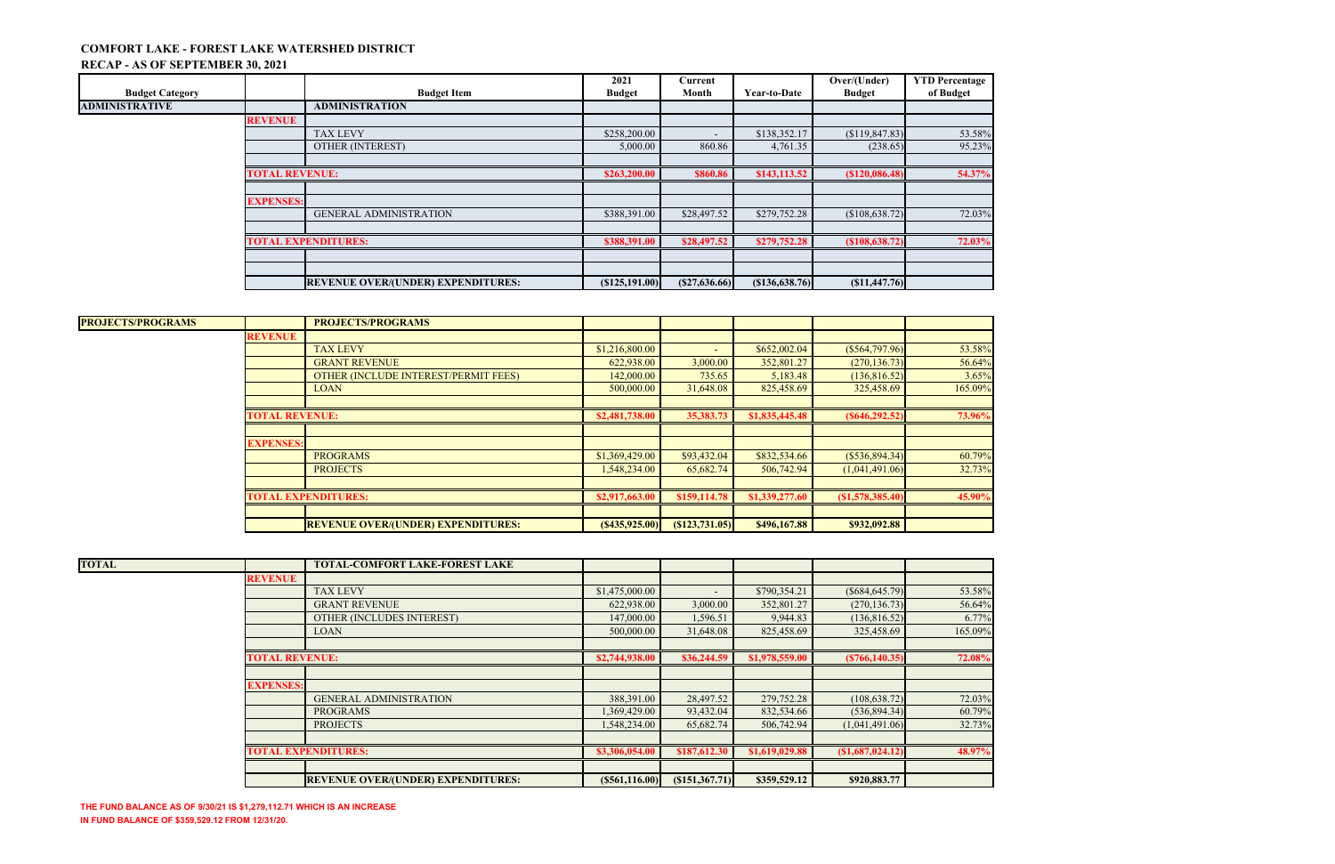**COMFORT LAKE - FOREST LAKE WATERSHED DISTRICT**

**RECAP - AS OF SEPTEMBER 30, 2021**

| Budget Category | | Budget Item | 2021 Budget | Current Month | Year-to-Date | Over/(Under) Budget | YTD Percentage of Budget |
|---|---|---|---|---|---|---|---|
| **ADMINISTRATIVE** | | **ADMINISTRATION** | | | | | |
| | **REVENUE** | | | | | | |
| | | TAX LEVY | $258,200.00 | - | $138,352.17 | ($119,847.83) | 53.58% |
| | | OTHER (INTEREST) | 5,000.00 | 860.86 | 4,761.35 | (238.65) | 95.23% |
| | **TOTAL REVENUE:** | | **$263,200.00** | **$860.86** | **$143,113.52** | **($120,086.48)** | **54.37%** |
| | **EXPENSES:** | | | | | | |
| | | GENERAL ADMINISTRATION | $388,391.00 | $28,497.52 | $279,752.28 | ($108,638.72) | 72.03% |
| | **TOTAL EXPENDITURES:** | | **$388,391.00** | **$28,497.52** | **$279,752.28** | **($108,638.72)** | **72.03%** |
| | | **REVENUE OVER/(UNDER) EXPENDITURES:** | **($125,191.00)** | **($27,636.66)** | **($136,638.76)** | **($11,447.76)** | |

| Budget Category | | Budget Item | 2021 Budget | Current Month | Year-to-Date | Over/(Under) Budget | YTD Percentage of Budget |
|---|---|---|---|---|---|---|---|
| **PROJECTS/PROGRAMS** | | **PROJECTS/PROGRAMS** | | | | | |
| | **REVENUE** | | | | | | |
| | | TAX LEVY | $1,216,800.00 | - | $652,002.04 | ($564,797.96) | 53.58% |
| | | GRANT REVENUE | 622,938.00 | 3,000.00 | 352,801.27 | (270,136.73) | 56.64% |
| | | OTHER (INCLUDE INTEREST/PERMIT FEES) | 142,000.00 | 735.65 | 5,183.48 | (136,816.52) | 3.65% |
| | | LOAN | 500,000.00 | 31,648.08 | 825,458.69 | 325,458.69 | 165.09% |
| | **TOTAL REVENUE:** | | **$2,481,738.00** | **35,383.73** | **$1,835,445.48** | **($646,292.52)** | **73.96%** |
| | **EXPENSES:** | | | | | | |
| | | PROGRAMS | $1,369,429.00 | $93,432.04 | $832,534.66 | ($536,894.34) | 60.79% |
| | | PROJECTS | 1,548,234.00 | 65,682.74 | 506,742.94 | (1,041,491.06) | 32.73% |
| | **TOTAL EXPENDITURES:** | | **$2,917,663.00** | **$159,114.78** | **$1,339,277.60** | **($1,578,385.40)** | **45.90%** |
| | | **REVENUE OVER/(UNDER) EXPENDITURES:** | **($435,925.00)** | **($123,731.05)** | **$496,167.88** | **$932,092.88** | |

| Budget Category | | Budget Item | 2021 Budget | Current Month | Year-to-Date | Over/(Under) Budget | YTD Percentage of Budget |
|---|---|---|---|---|---|---|---|
| **TOTAL** | | **TOTAL-COMFORT LAKE-FOREST LAKE** | | | | | |
| | **REVENUE** | | | | | | |
| | | TAX LEVY | $1,475,000.00 | - | $790,354.21 | ($684,645.79) | 53.58% |
| | | GRANT REVENUE | 622,938.00 | 3,000.00 | 352,801.27 | (270,136.73) | 56.64% |
| | | OTHER (INCLUDES INTEREST) | 147,000.00 | 1,596.51 | 9,944.83 | (136,816.52) | 6.77% |
| | | LOAN | 500,000.00 | 31,648.08 | 825,458.69 | 325,458.69 | 165.09% |
| | **TOTAL REVENUE:** | | **$2,744,938.00** | **$36,244.59** | **$1,978,559.00** | **($766,140.35)** | **72.08%** |
| | **EXPENSES:** | | | | | | |
| | | GENERAL ADMINISTRATION | 388,391.00 | 28,497.52 | 279,752.28 | (108,638.72) | 72.03% |
| | | PROGRAMS | 1,369,429.00 | 93,432.04 | 832,534.66 | (536,894.34) | 60.79% |
| | | PROJECTS | 1,548,234.00 | 65,682.74 | 506,742.94 | (1,041,491.06) | 32.73% |
| | **TOTAL EXPENDITURES:** | | **$3,306,054.00** | **$187,612.30** | **$1,619,029.88** | **($1,687,024.12)** | **48.97%** |
| | | **REVENUE OVER/(UNDER) EXPENDITURES:** | **($561,116.00)** | **($151,367.71)** | **$359,529.12** | **$920,883.77** | |

**THE FUND BALANCE AS OF 9/30/21 IS $1,279,112.71 WHICH IS AN INCREASE IN FUND BALANCE OF $359,529.12 FROM 12/31/20.**